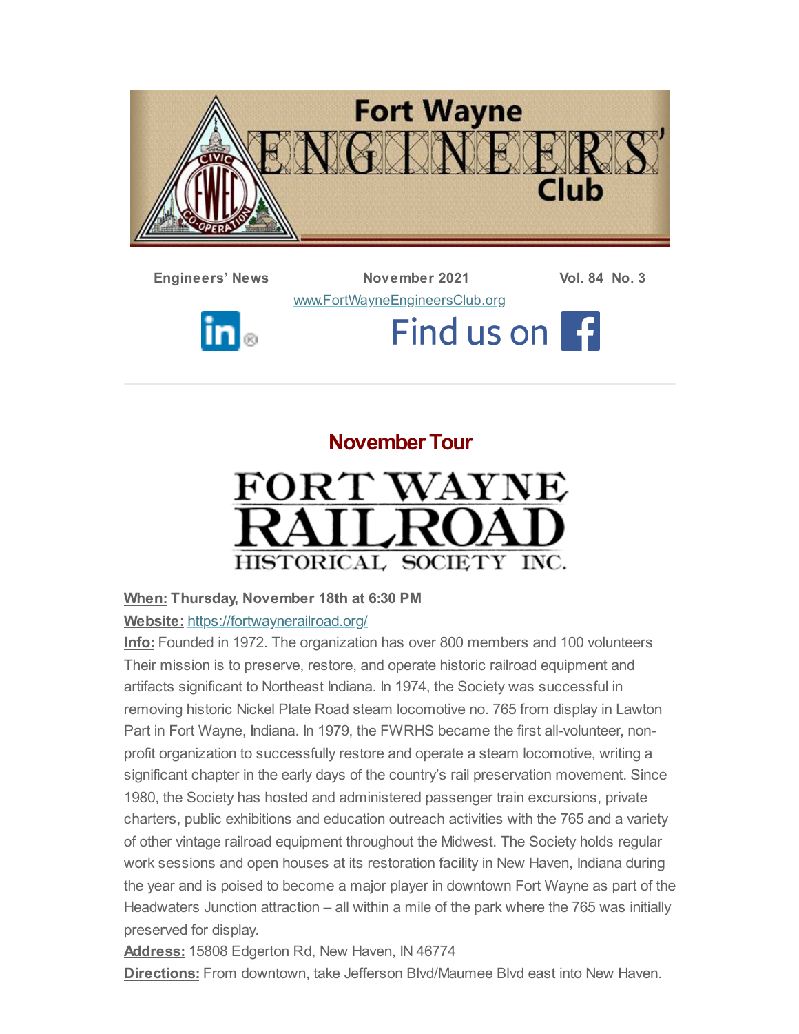# Fort Wayne Engineers' Club

**Engineers' News** **November 2021** **Vol. 84 No. 3**

www.FortWayneEngineersClub.org

Find us on

## November Tour

### FORT WAYNE RAILROAD HISTORICAL SOCIETY INC.

**When:** **Thursday, November 18th at 6:30 PM**

**Website:** https://fortwaynerailroad.org/

**Info:** Founded in 1972. The organization has over 800 members and 100 volunteers Their mission is to preserve, restore, and operate historic railroad equipment and artifacts significant to Northeast Indiana. In 1974, the Society was successful in removing historic Nickel Plate Road steam locomotive no. 765 from display in Lawton Part in Fort Wayne, Indiana. In 1979, the FWRHS became the first all-volunteer, non-profit organization to successfully restore and operate a steam locomotive, writing a significant chapter in the early days of the country's rail preservation movement. Since 1980, the Society has hosted and administered passenger train excursions, private charters, public exhibitions and education outreach activities with the 765 and a variety of other vintage railroad equipment throughout the Midwest. The Society holds regular work sessions and open houses at its restoration facility in New Haven, Indiana during the year and is poised to become a major player in downtown Fort Wayne as part of the Headwaters Junction attraction – all within a mile of the park where the 765 was initially preserved for display.

**Address:** 15808 Edgerton Rd, New Haven, IN 46774

**Directions:** From downtown, take Jefferson Blvd/Maumee Blvd east into New Haven.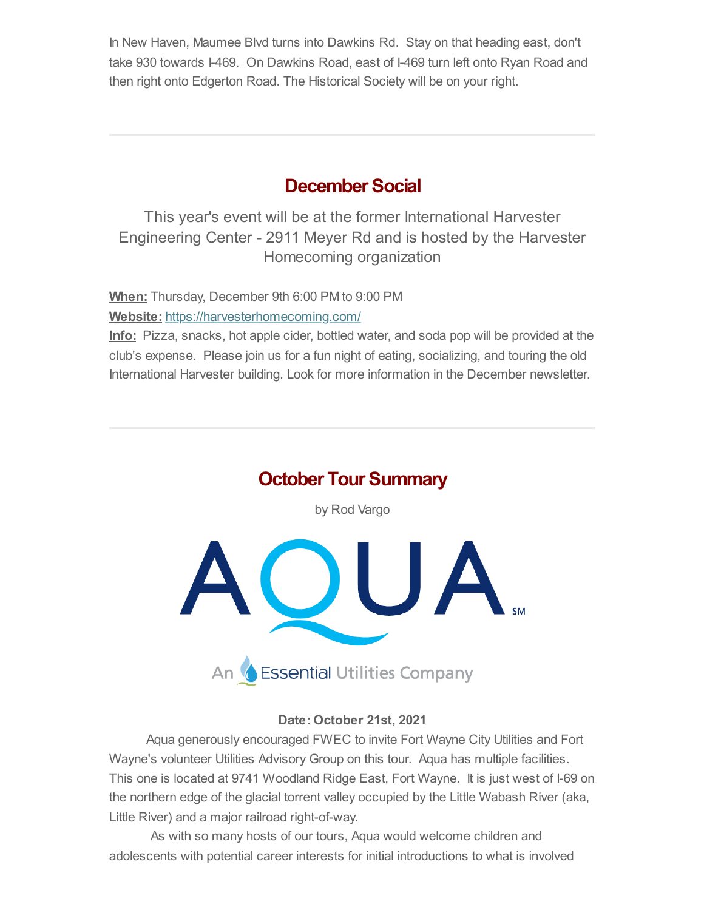In New Haven, Maumee Blvd turns into Dawkins Rd. Stay on that heading east, don't take 930 towards I-469. On Dawkins Road, east of I-469 turn left onto Ryan Road and then right onto Edgerton Road. The Historical Society will be on your right.

---

## December Social

This year's event will be at the former International Harvester Engineering Center - 2911 Meyer Rd and is hosted by the Harvester Homecoming organization

**When:** Thursday, December 9th 6:00 PM to 9:00 PM
**Website:** https://harvesterhomecoming.com/
**Info:** Pizza, snacks, hot apple cider, bottled water, and soda pop will be provided at the club's expense. Please join us for a fun night of eating, socializing, and touring the old International Harvester building. Look for more information in the December newsletter.

---

## October Tour Summary

by Rod Vargo

AQUA SM
An Essential Utilities Company

**Date: October 21st, 2021**

Aqua generously encouraged FWEC to invite Fort Wayne City Utilities and Fort Wayne's volunteer Utilities Advisory Group on this tour. Aqua has multiple facilities. This one is located at 9741 Woodland Ridge East, Fort Wayne. It is just west of I-69 on the northern edge of the glacial torrent valley occupied by the Little Wabash River (aka, Little River) and a major railroad right-of-way.

As with so many hosts of our tours, Aqua would welcome children and adolescents with potential career interests for initial introductions to what is involved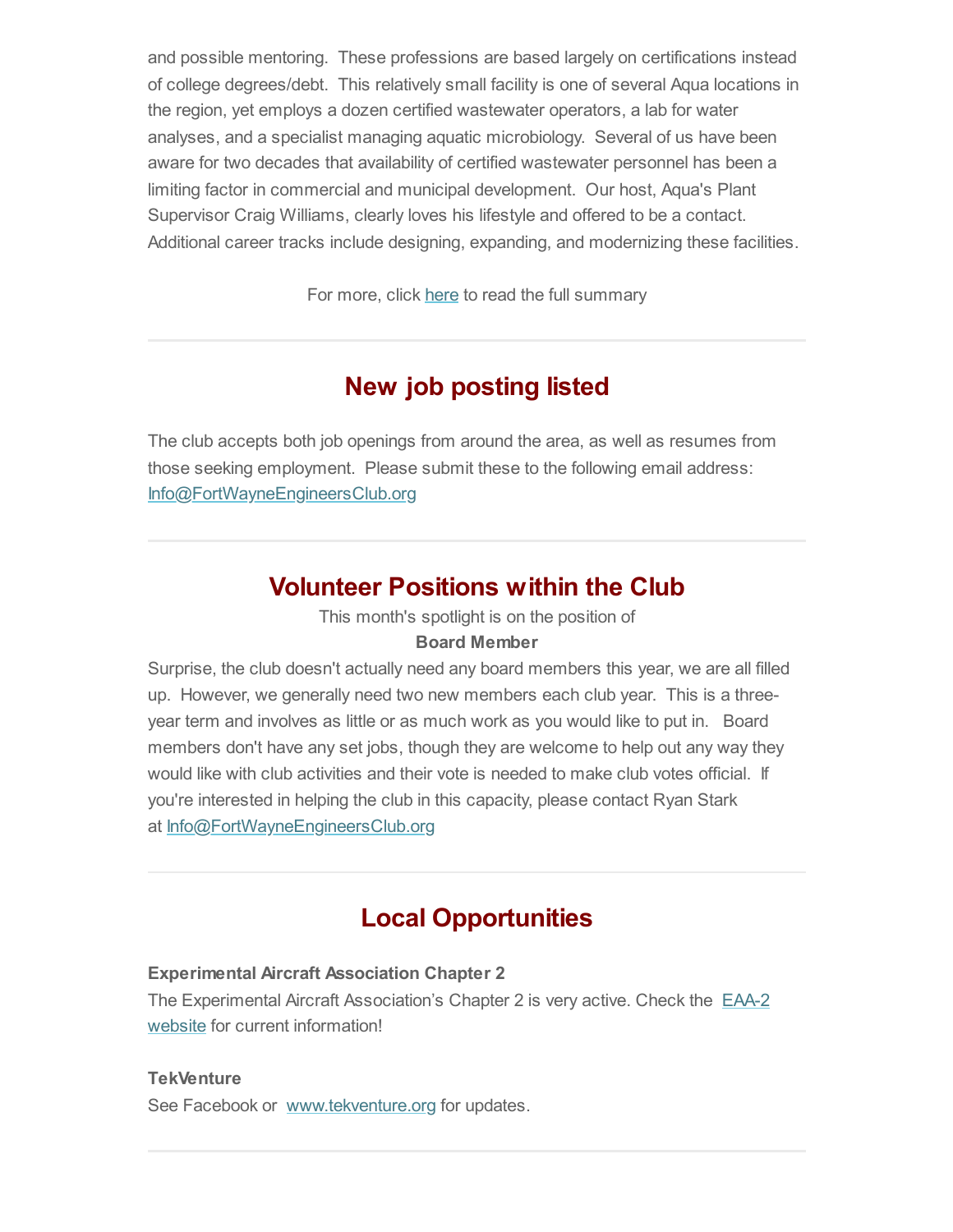and possible mentoring. These professions are based largely on certifications instead of college degrees/debt. This relatively small facility is one of several Aqua locations in the region, yet employs a dozen certified wastewater operators, a lab for water analyses, and a specialist managing aquatic microbiology. Several of us have been aware for two decades that availability of certified wastewater personnel has been a limiting factor in commercial and municipal development. Our host, Aqua's Plant Supervisor Craig Williams, clearly loves his lifestyle and offered to be a contact. Additional career tracks include designing, expanding, and modernizing these facilities.

For more, click here to read the full summary

---

## New job posting listed

The club accepts both job openings from around the area, as well as resumes from those seeking employment. Please submit these to the following email address: Info@FortWayneEngineersClub.org

---

## Volunteer Positions within the Club

This month's spotlight is on the position of

**Board Member**

Surprise, the club doesn't actually need any board members this year, we are all filled up. However, we generally need two new members each club year. This is a three-year term and involves as little or as much work as you would like to put in. Board members don't have any set jobs, though they are welcome to help out any way they would like with club activities and their vote is needed to make club votes official. If you're interested in helping the club in this capacity, please contact Ryan Stark at Info@FortWayneEngineersClub.org

---

## Local Opportunities

**Experimental Aircraft Association Chapter 2**

The Experimental Aircraft Association's Chapter 2 is very active. Check the EAA-2 website for current information!

**TekVenture**

See Facebook or www.tekventure.org for updates.

---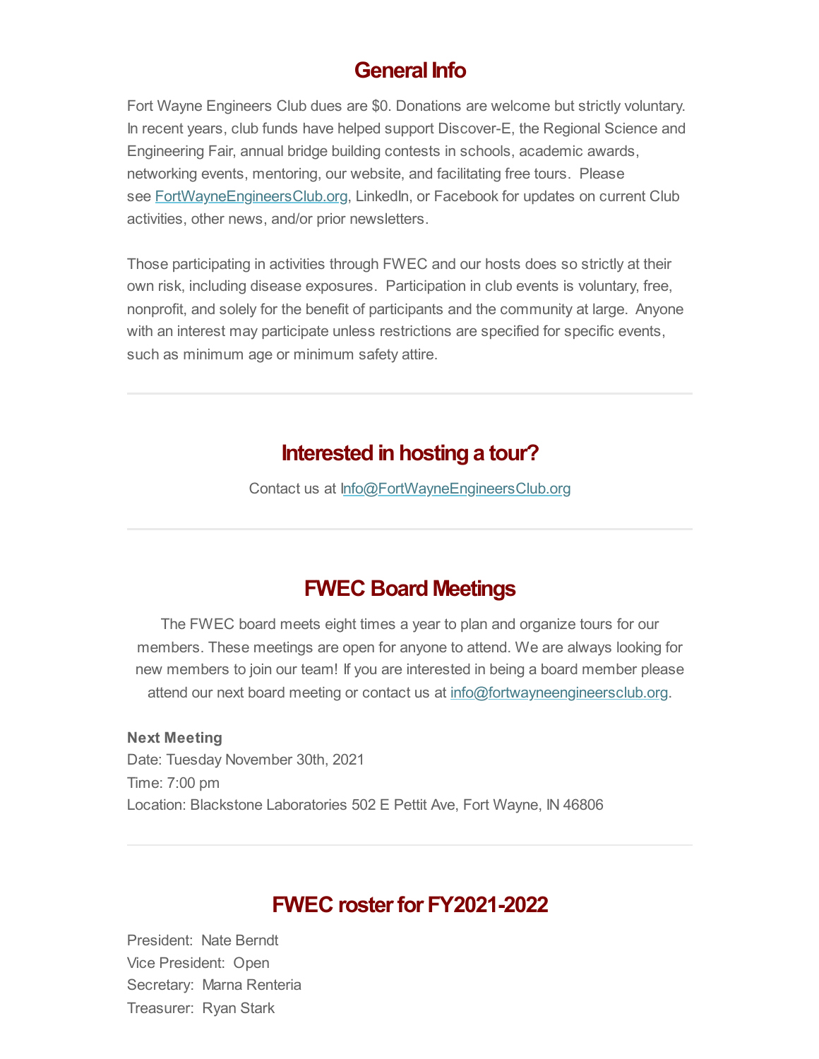## General Info

Fort Wayne Engineers Club dues are $0. Donations are welcome but strictly voluntary. In recent years, club funds have helped support Discover-E, the Regional Science and Engineering Fair, annual bridge building contests in schools, academic awards, networking events, mentoring, our website, and facilitating free tours. Please see FortWayneEngineersClub.org, LinkedIn, or Facebook for updates on current Club activities, other news, and/or prior newsletters.

Those participating in activities through FWEC and our hosts does so strictly at their own risk, including disease exposures. Participation in club events is voluntary, free, nonprofit, and solely for the benefit of participants and the community at large. Anyone with an interest may participate unless restrictions are specified for specific events, such as minimum age or minimum safety attire.

---

## Interested in hosting a tour?

Contact us at Info@FortWayneEngineersClub.org

---

## FWEC Board Meetings

The FWEC board meets eight times a year to plan and organize tours for our members. These meetings are open for anyone to attend. We are always looking for new members to join our team! If you are interested in being a board member please attend our next board meeting or contact us at info@fortwayneengineersclub.org.

**Next Meeting**
Date: Tuesday November 30th, 2021
Time: 7:00 pm
Location: Blackstone Laboratories 502 E Pettit Ave, Fort Wayne, IN 46806

---

## FWEC roster for FY2021-2022

President: Nate Berndt
Vice President: Open
Secretary: Marna Renteria
Treasurer: Ryan Stark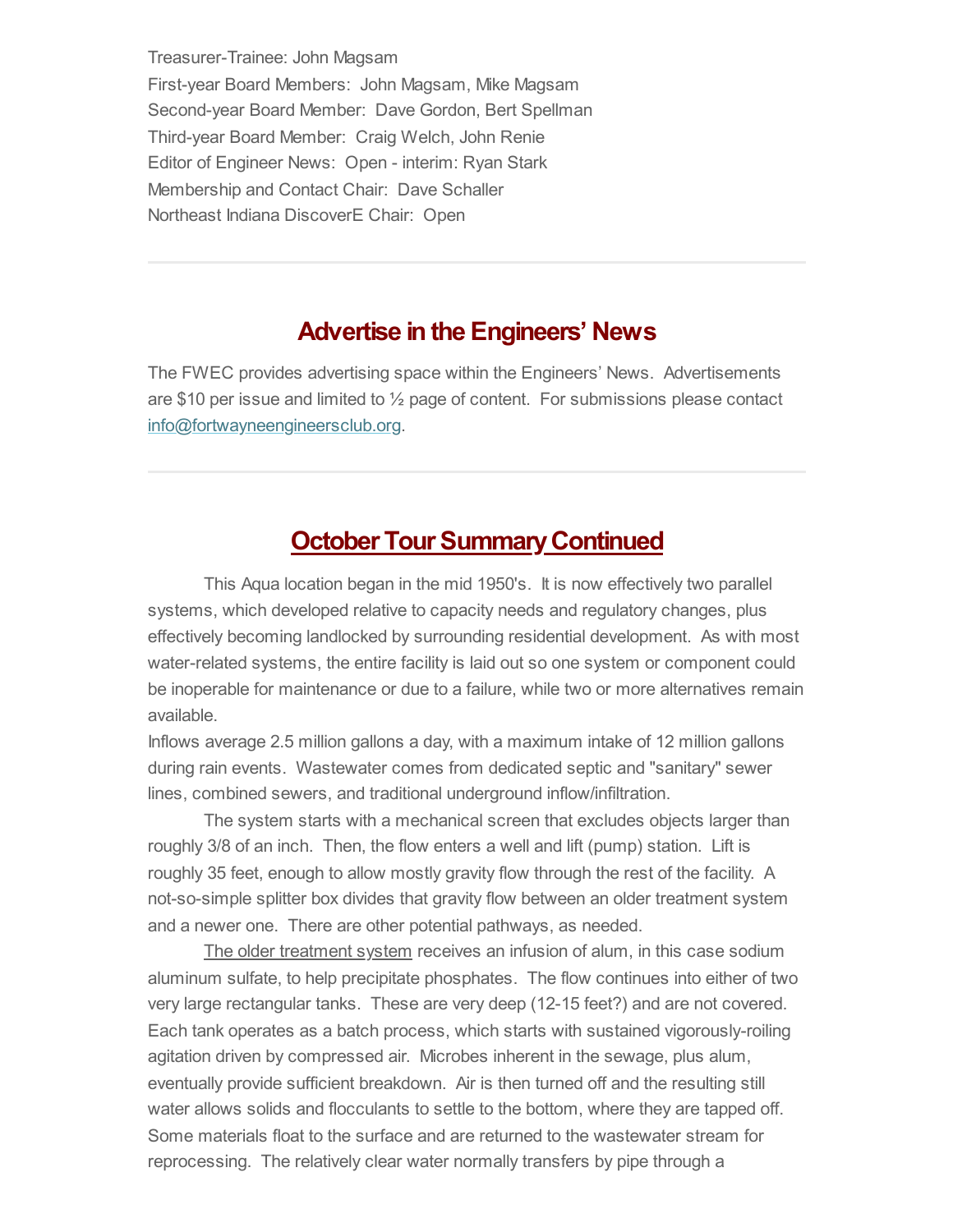Treasurer-Trainee: John Magsam
First-year Board Members: John Magsam, Mike Magsam
Second-year Board Member: Dave Gordon, Bert Spellman
Third-year Board Member: Craig Welch, John Renie
Editor of Engineer News: Open - interim: Ryan Stark
Membership and Contact Chair: Dave Schaller
Northeast Indiana DiscoverE Chair: Open

---

## Advertise in the Engineers' News

The FWEC provides advertising space within the Engineers' News. Advertisements are $10 per issue and limited to ½ page of content. For submissions please contact info@fortwayneengineersclub.org.

---

## October Tour Summary Continued

This Aqua location began in the mid 1950's. It is now effectively two parallel systems, which developed relative to capacity needs and regulatory changes, plus effectively becoming landlocked by surrounding residential development. As with most water-related systems, the entire facility is laid out so one system or component could be inoperable for maintenance or due to a failure, while two or more alternatives remain available.

Inflows average 2.5 million gallons a day, with a maximum intake of 12 million gallons during rain events. Wastewater comes from dedicated septic and "sanitary" sewer lines, combined sewers, and traditional underground inflow/infiltration.

The system starts with a mechanical screen that excludes objects larger than roughly 3/8 of an inch. Then, the flow enters a well and lift (pump) station. Lift is roughly 35 feet, enough to allow mostly gravity flow through the rest of the facility. A not-so-simple splitter box divides that gravity flow between an older treatment system and a newer one. There are other potential pathways, as needed.

The older treatment system receives an infusion of alum, in this case sodium aluminum sulfate, to help precipitate phosphates. The flow continues into either of two very large rectangular tanks. These are very deep (12-15 feet?) and are not covered. Each tank operates as a batch process, which starts with sustained vigorously-roiling agitation driven by compressed air. Microbes inherent in the sewage, plus alum, eventually provide sufficient breakdown. Air is then turned off and the resulting still water allows solids and flocculants to settle to the bottom, where they are tapped off. Some materials float to the surface and are returned to the wastewater stream for reprocessing. The relatively clear water normally transfers by pipe through a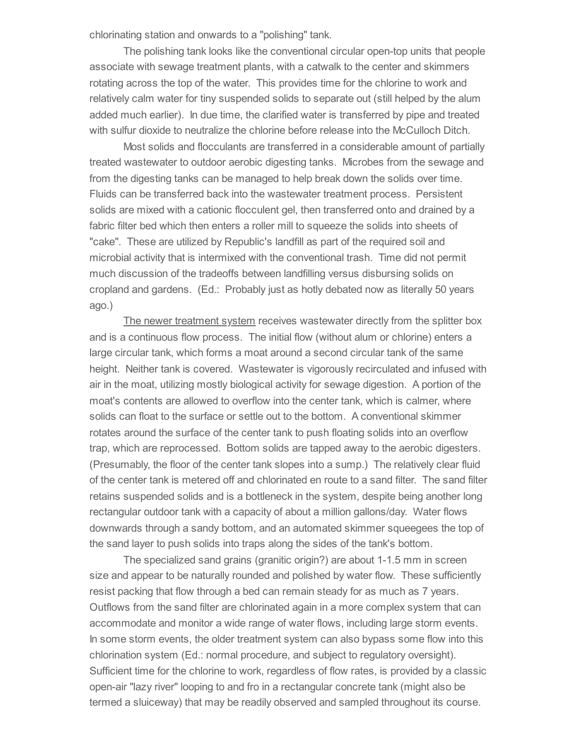chlorinating station and onwards to a "polishing" tank.

The polishing tank looks like the conventional circular open-top units that people associate with sewage treatment plants, with a catwalk to the center and skimmers rotating across the top of the water. This provides time for the chlorine to work and relatively calm water for tiny suspended solids to separate out (still helped by the alum added much earlier). In due time, the clarified water is transferred by pipe and treated with sulfur dioxide to neutralize the chlorine before release into the McCulloch Ditch.

Most solids and flocculants are transferred in a considerable amount of partially treated wastewater to outdoor aerobic digesting tanks. Microbes from the sewage and from the digesting tanks can be managed to help break down the solids over time. Fluids can be transferred back into the wastewater treatment process. Persistent solids are mixed with a cationic flocculent gel, then transferred onto and drained by a fabric filter bed which then enters a roller mill to squeeze the solids into sheets of "cake". These are utilized by Republic's landfill as part of the required soil and microbial activity that is intermixed with the conventional trash. Time did not permit much discussion of the tradeoffs between landfilling versus disbursing solids on cropland and gardens. (Ed.: Probably just as hotly debated now as literally 50 years ago.)

The newer treatment system receives wastewater directly from the splitter box and is a continuous flow process. The initial flow (without alum or chlorine) enters a large circular tank, which forms a moat around a second circular tank of the same height. Neither tank is covered. Wastewater is vigorously recirculated and infused with air in the moat, utilizing mostly biological activity for sewage digestion. A portion of the moat's contents are allowed to overflow into the center tank, which is calmer, where solids can float to the surface or settle out to the bottom. A conventional skimmer rotates around the surface of the center tank to push floating solids into an overflow trap, which are reprocessed. Bottom solids are tapped away to the aerobic digesters. (Presumably, the floor of the center tank slopes into a sump.) The relatively clear fluid of the center tank is metered off and chlorinated en route to a sand filter. The sand filter retains suspended solids and is a bottleneck in the system, despite being another long rectangular outdoor tank with a capacity of about a million gallons/day. Water flows downwards through a sandy bottom, and an automated skimmer squeegees the top of the sand layer to push solids into traps along the sides of the tank's bottom.

The specialized sand grains (granitic origin?) are about 1-1.5 mm in screen size and appear to be naturally rounded and polished by water flow. These sufficiently resist packing that flow through a bed can remain steady for as much as 7 years. Outflows from the sand filter are chlorinated again in a more complex system that can accommodate and monitor a wide range of water flows, including large storm events. In some storm events, the older treatment system can also bypass some flow into this chlorination system (Ed.: normal procedure, and subject to regulatory oversight). Sufficient time for the chlorine to work, regardless of flow rates, is provided by a classic open-air "lazy river" looping to and fro in a rectangular concrete tank (might also be termed a sluiceway) that may be readily observed and sampled throughout its course.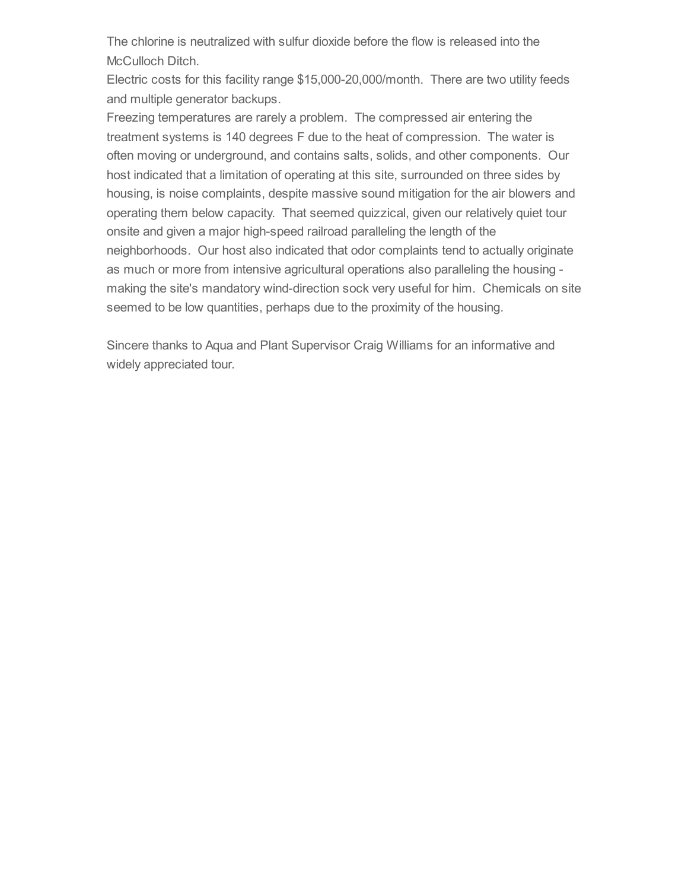The chlorine is neutralized with sulfur dioxide before the flow is released into the McCulloch Ditch.

Electric costs for this facility range $15,000-20,000/month.  There are two utility feeds and multiple generator backups.

Freezing temperatures are rarely a problem.  The compressed air entering the treatment systems is 140 degrees F due to the heat of compression.  The water is often moving or underground, and contains salts, solids, and other components.  Our host indicated that a limitation of operating at this site, surrounded on three sides by housing, is noise complaints, despite massive sound mitigation for the air blowers and operating them below capacity.  That seemed quizzical, given our relatively quiet tour onsite and given a major high-speed railroad paralleling the length of the neighborhoods.  Our host also indicated that odor complaints tend to actually originate as much or more from intensive agricultural operations also paralleling the housing - making the site's mandatory wind-direction sock very useful for him.  Chemicals on site seemed to be low quantities, perhaps due to the proximity of the housing.

Sincere thanks to Aqua and Plant Supervisor Craig Williams for an informative and widely appreciated tour.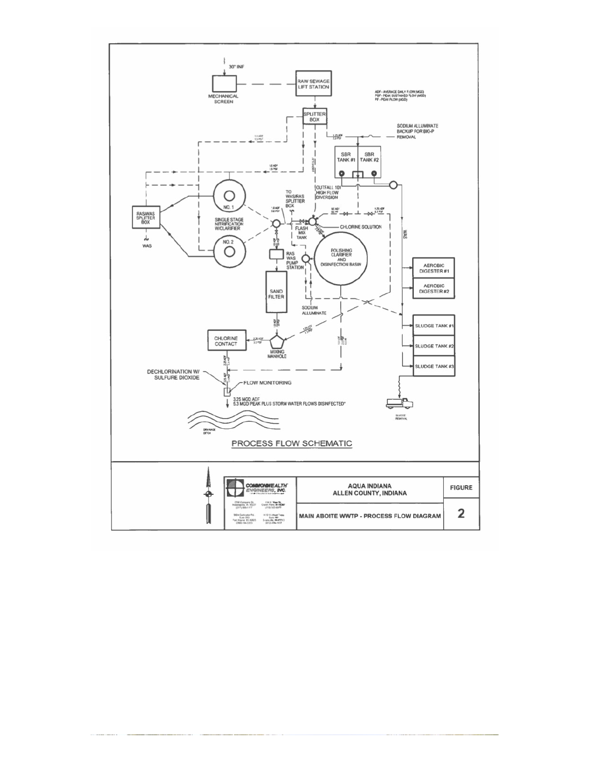30" INF

MECHANICAL SCREEN

RAW SEWAGE LIFT STATION

ADF - AVERAGE DAILY FLOW (MGD)
PSF - PEAK SUSTAINED FLOW (MGD)
PF - PEAK FLOW (MGD)

SPLITTER BOX

SODIUM ALLUMINATE BACKUP FOR BIO-P REMOVAL

SBR TANK #1

SBR TANK #2

RAS/WAS SPLITTER BOX

WAS

NO. 1

SINGLE STAGE NITRIFICATION W/CLARIFIER

NO. 2

TO WAS/RAS SPLITTER BOX

OUTFALL 101 HIGH FLOW DIVERSION

FLASH MIX TANK

CHLORINE SOLUTION

RAS WAS PUMP STATION

POLISHING CLARIFIER AND DISINFECTION BASIN

WAS

AEROBIC DIGESTER #1

AEROBIC DIGESTER #2

SAND FILTER

SODIUM ALLUMINATE

SLUDGE TANK #1

SLUDGE TANK #2

SLUDGE TANK #3

CHLORINE CONTACT

MIXING MANHOLE

DECHLORINATION W/ SULFURE DIOXIDE

FLOW MONITORING

3.25 MGD ADF
5.3 MGD PEAK PLUS STORM WATER FLOWS DISINFECTED*

DRAINAGE DITCH

SLUDGE REMOVAL

## PROCESS FLOW SCHEMATIC

COMMONWEALTH ENGINEERS, INC.

AQUA INDIANA
ALLEN COUNTY, INDIANA

MAIN ABOITE WWTP - PROCESS FLOW DIAGRAM

FIGURE 2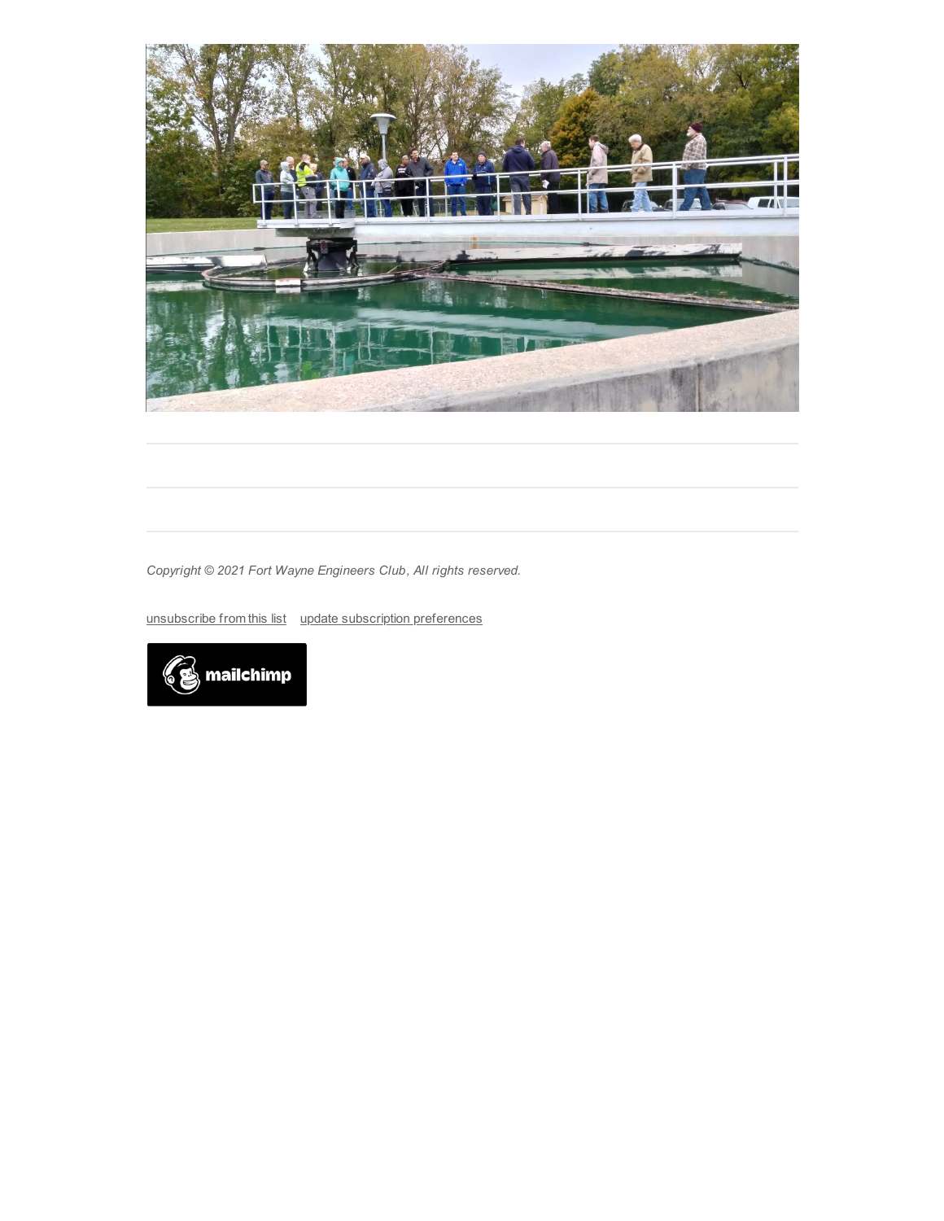*Copyright © 2021 Fort Wayne Engineers Club, All rights reserved.*

unsubscribe from this list    update subscription preferences